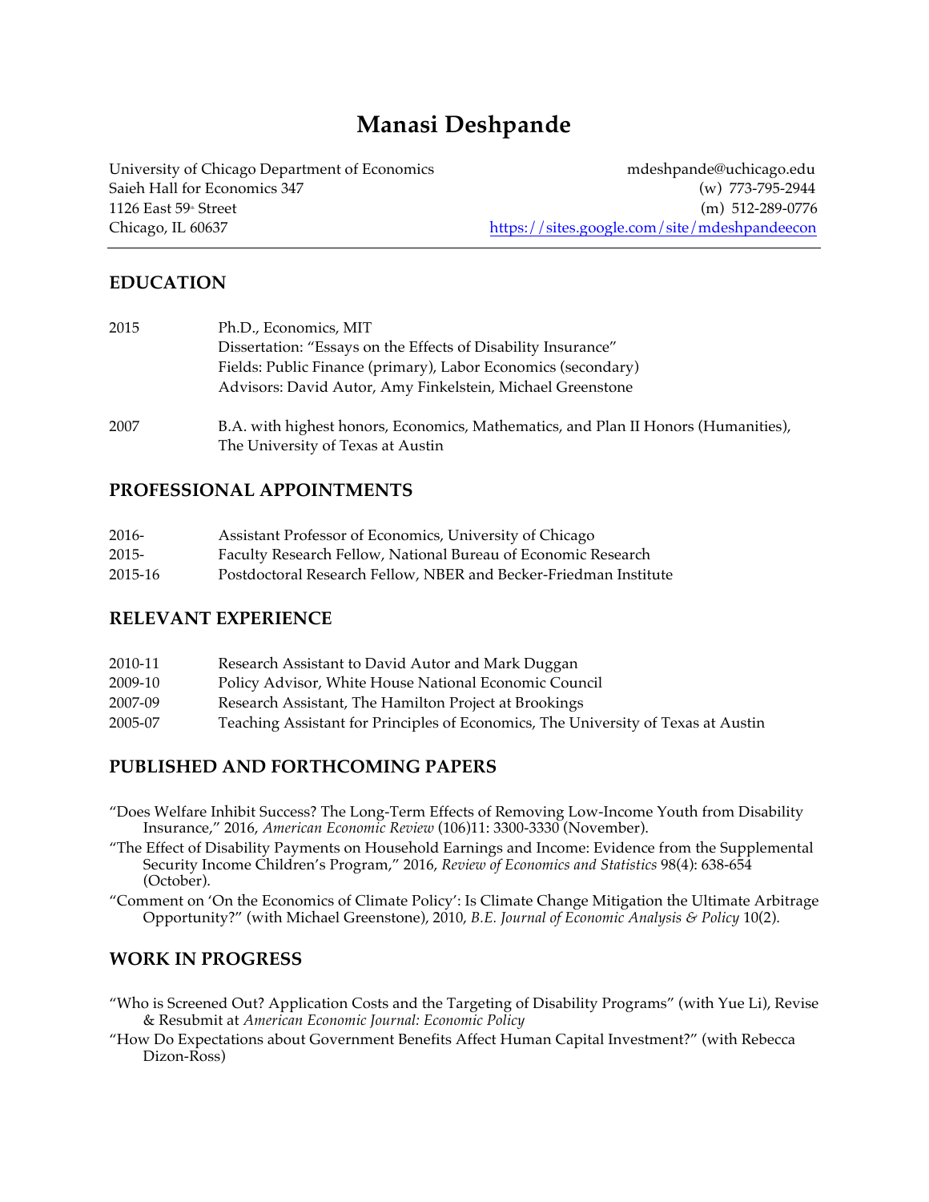# Manasi Deshpande

University of Chicago Department of Economics
Saieh Hall for Economics 347
1126 East 59th Street
Chicago, IL 60637

mdeshpande@uchicago.edu
(w) 773-795-2944
(m) 512-289-0776
https://sites.google.com/site/mdeshpandeecon

## EDUCATION

2015 Ph.D., Economics, MIT
Dissertation: "Essays on the Effects of Disability Insurance"
Fields: Public Finance (primary), Labor Economics (secondary)
Advisors: David Autor, Amy Finkelstein, Michael Greenstone

2007 B.A. with highest honors, Economics, Mathematics, and Plan II Honors (Humanities), The University of Texas at Austin

## PROFESSIONAL APPOINTMENTS

2016- Assistant Professor of Economics, University of Chicago
2015- Faculty Research Fellow, National Bureau of Economic Research
2015-16 Postdoctoral Research Fellow, NBER and Becker-Friedman Institute

## RELEVANT EXPERIENCE

2010-11 Research Assistant to David Autor and Mark Duggan
2009-10 Policy Advisor, White House National Economic Council
2007-09 Research Assistant, The Hamilton Project at Brookings
2005-07 Teaching Assistant for Principles of Economics, The University of Texas at Austin

## PUBLISHED AND FORTHCOMING PAPERS

"Does Welfare Inhibit Success? The Long-Term Effects of Removing Low-Income Youth from Disability Insurance," 2016, *American Economic Review* (106)11: 3300-3330 (November).

"The Effect of Disability Payments on Household Earnings and Income: Evidence from the Supplemental Security Income Children's Program," 2016, *Review of Economics and Statistics* 98(4): 638-654 (October).

"Comment on 'On the Economics of Climate Policy': Is Climate Change Mitigation the Ultimate Arbitrage Opportunity?" (with Michael Greenstone), 2010, *B.E. Journal of Economic Analysis & Policy* 10(2).

## WORK IN PROGRESS

"Who is Screened Out? Application Costs and the Targeting of Disability Programs" (with Yue Li), Revise & Resubmit at *American Economic Journal: Economic Policy*

"How Do Expectations about Government Benefits Affect Human Capital Investment?" (with Rebecca Dizon-Ross)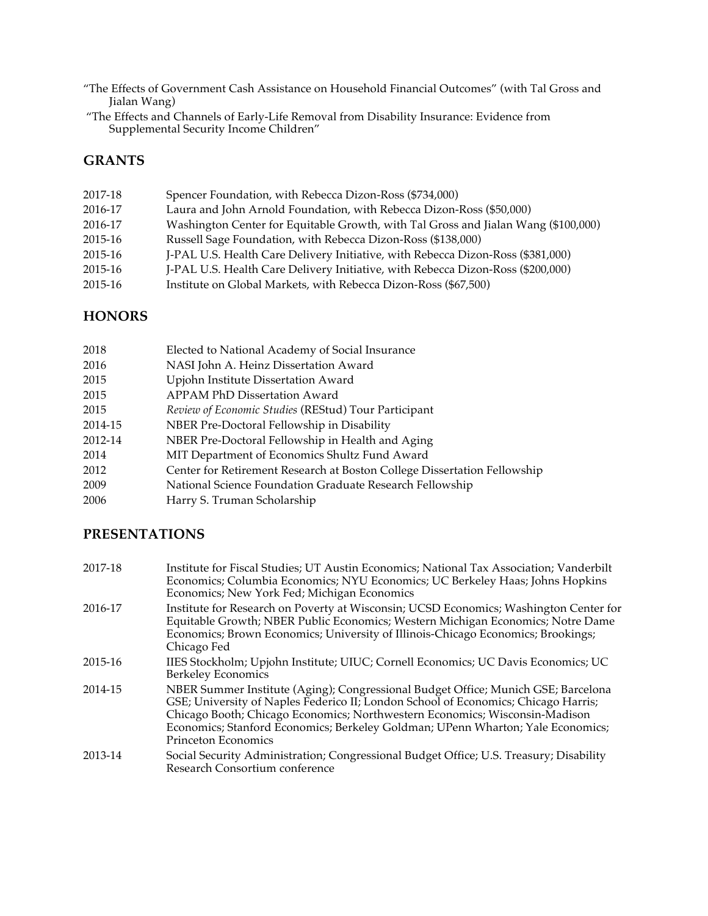"The Effects of Government Cash Assistance on Household Financial Outcomes" (with Tal Gross and Jialan Wang)

"The Effects and Channels of Early-Life Removal from Disability Insurance: Evidence from Supplemental Security Income Children"

## GRANTS

| | |
|---|---|
| 2017-18 | Spencer Foundation, with Rebecca Dizon-Ross ($734,000) |
| 2016-17 | Laura and John Arnold Foundation, with Rebecca Dizon-Ross ($50,000) |
| 2016-17 | Washington Center for Equitable Growth, with Tal Gross and Jialan Wang ($100,000) |
| 2015-16 | Russell Sage Foundation, with Rebecca Dizon-Ross ($138,000) |
| 2015-16 | J-PAL U.S. Health Care Delivery Initiative, with Rebecca Dizon-Ross ($381,000) |
| 2015-16 | J-PAL U.S. Health Care Delivery Initiative, with Rebecca Dizon-Ross ($200,000) |
| 2015-16 | Institute on Global Markets, with Rebecca Dizon-Ross ($67,500) |

## HONORS

| | |
|---|---|
| 2018 | Elected to National Academy of Social Insurance |
| 2016 | NASI John A. Heinz Dissertation Award |
| 2015 | Upjohn Institute Dissertation Award |
| 2015 | APPAM PhD Dissertation Award |
| 2015 | *Review of Economic Studies* (REStud) Tour Participant |
| 2014-15 | NBER Pre-Doctoral Fellowship in Disability |
| 2012-14 | NBER Pre-Doctoral Fellowship in Health and Aging |
| 2014 | MIT Department of Economics Shultz Fund Award |
| 2012 | Center for Retirement Research at Boston College Dissertation Fellowship |
| 2009 | National Science Foundation Graduate Research Fellowship |
| 2006 | Harry S. Truman Scholarship |

## PRESENTATIONS

| | |
|---|---|
| 2017-18 | Institute for Fiscal Studies; UT Austin Economics; National Tax Association; Vanderbilt Economics; Columbia Economics; NYU Economics; UC Berkeley Haas; Johns Hopkins Economics; New York Fed; Michigan Economics |
| 2016-17 | Institute for Research on Poverty at Wisconsin; UCSD Economics; Washington Center for Equitable Growth; NBER Public Economics; Western Michigan Economics; Notre Dame Economics; Brown Economics; University of Illinois-Chicago Economics; Brookings; Chicago Fed |
| 2015-16 | IIES Stockholm; Upjohn Institute; UIUC; Cornell Economics; UC Davis Economics; UC Berkeley Economics |
| 2014-15 | NBER Summer Institute (Aging); Congressional Budget Office; Munich GSE; Barcelona GSE; University of Naples Federico II; London School of Economics; Chicago Harris; Chicago Booth; Chicago Economics; Northwestern Economics; Wisconsin-Madison Economics; Stanford Economics; Berkeley Goldman; UPenn Wharton; Yale Economics; Princeton Economics |
| 2013-14 | Social Security Administration; Congressional Budget Office; U.S. Treasury; Disability Research Consortium conference |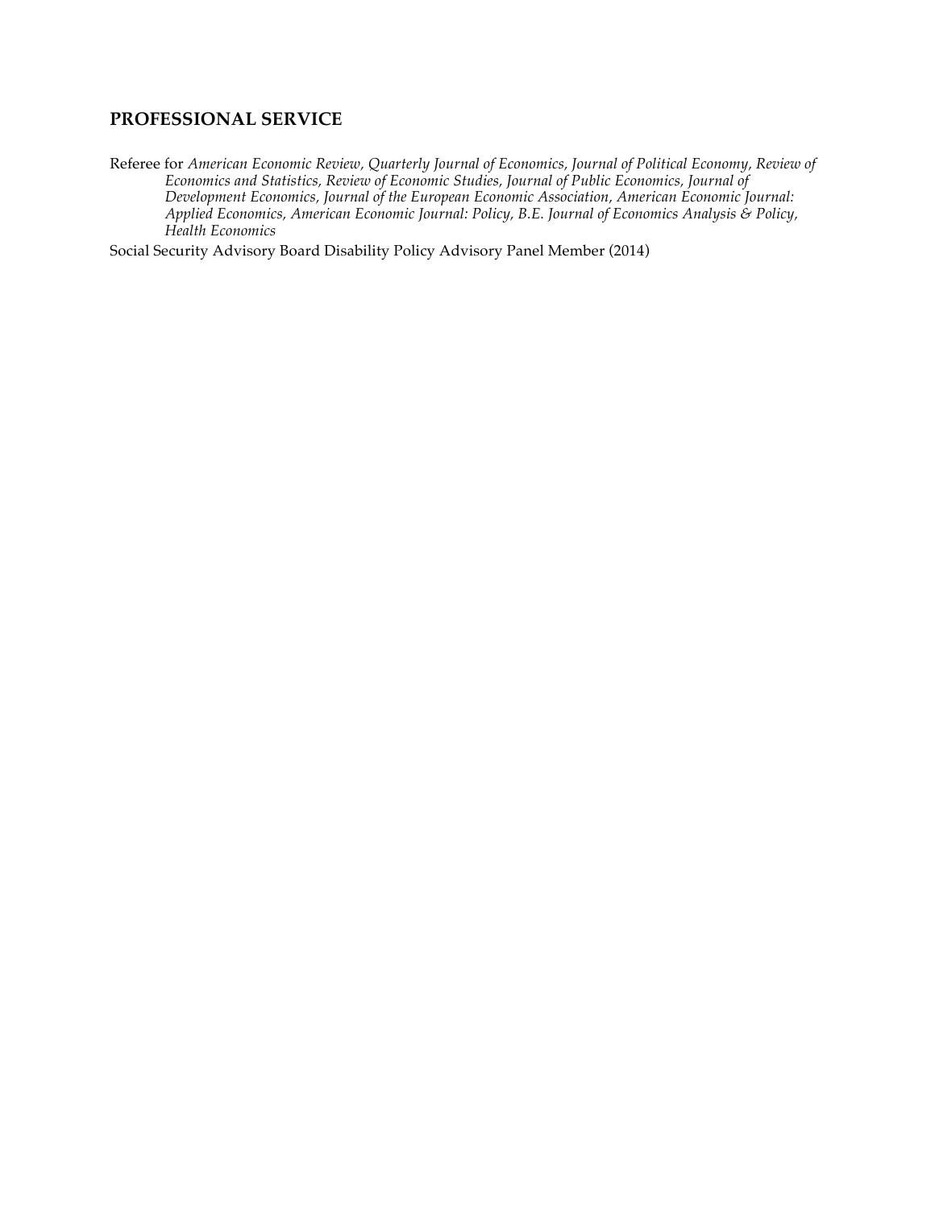## PROFESSIONAL SERVICE

Referee for *American Economic Review, Quarterly Journal of Economics, Journal of Political Economy, Review of Economics and Statistics, Review of Economic Studies, Journal of Public Economics, Journal of Development Economics, Journal of the European Economic Association, American Economic Journal: Applied Economics, American Economic Journal: Policy, B.E. Journal of Economics Analysis & Policy, Health Economics*

Social Security Advisory Board Disability Policy Advisory Panel Member (2014)